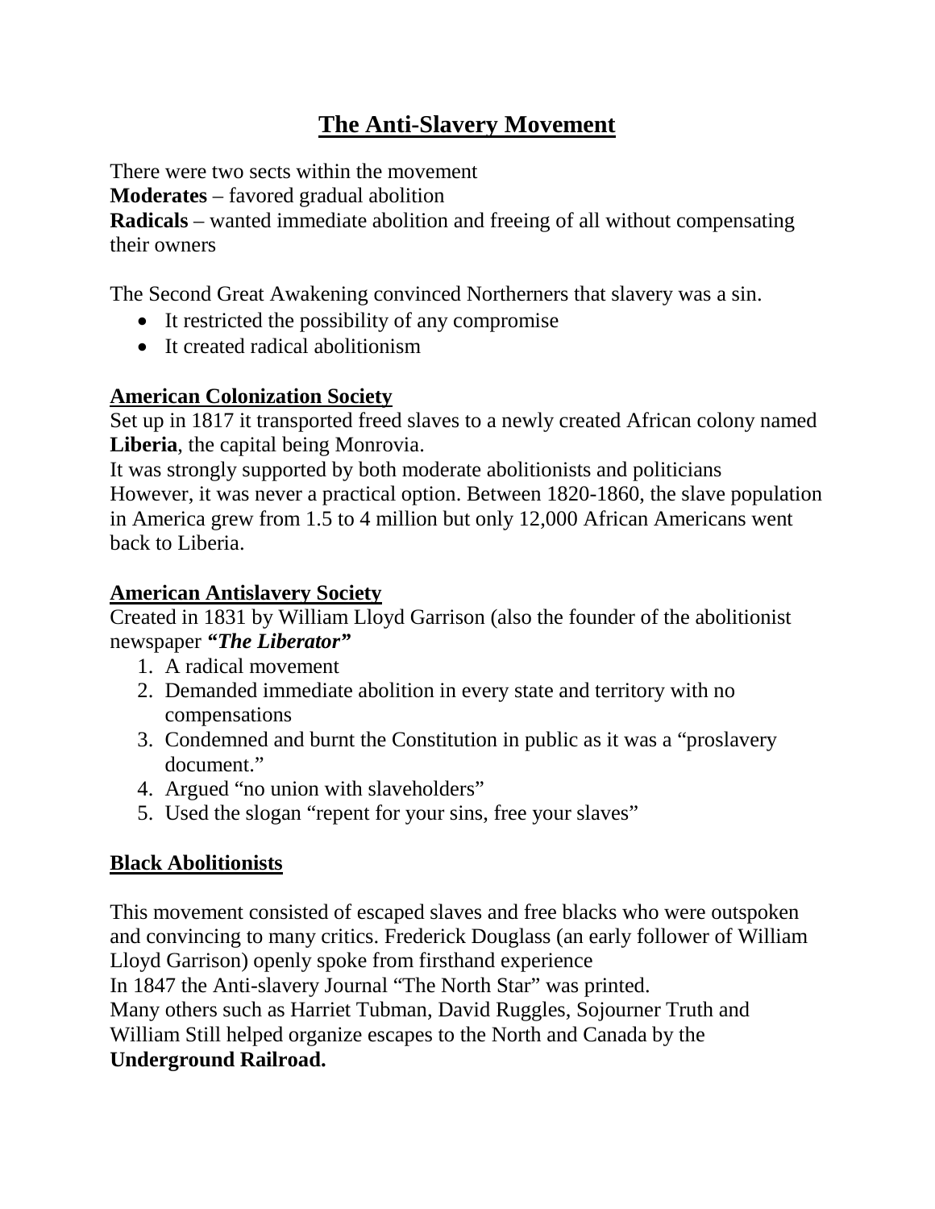# The Anti-Slavery Movement

There were two sects within the movement
**Moderates** – favored gradual abolition
**Radicals** – wanted immediate abolition and freeing of all without compensating their owners

The Second Great Awakening convinced Northerners that slavery was a sin.

- It restricted the possibility of any compromise
- It created radical abolitionism

## American Colonization Society

Set up in 1817 it transported freed slaves to a newly created African colony named **Liberia**, the capital being Monrovia.
It was strongly supported by both moderate abolitionists and politicians
However, it was never a practical option. Between 1820-1860, the slave population in America grew from 1.5 to 4 million but only 12,000 African Americans went back to Liberia.

## American Antislavery Society

Created in 1831 by William Lloyd Garrison (also the founder of the abolitionist newspaper ***"The Liberator"***

1. A radical movement
2. Demanded immediate abolition in every state and territory with no compensations
3. Condemned and burnt the Constitution in public as it was a "proslavery document."
4. Argued "no union with slaveholders"
5. Used the slogan "repent for your sins, free your slaves"

## Black Abolitionists

This movement consisted of escaped slaves and free blacks who were outspoken and convincing to many critics. Frederick Douglass (an early follower of William Lloyd Garrison) openly spoke from firsthand experience
In 1847 the Anti-slavery Journal "The North Star" was printed.
Many others such as Harriet Tubman, David Ruggles, Sojourner Truth and William Still helped organize escapes to the North and Canada by the **Underground Railroad.**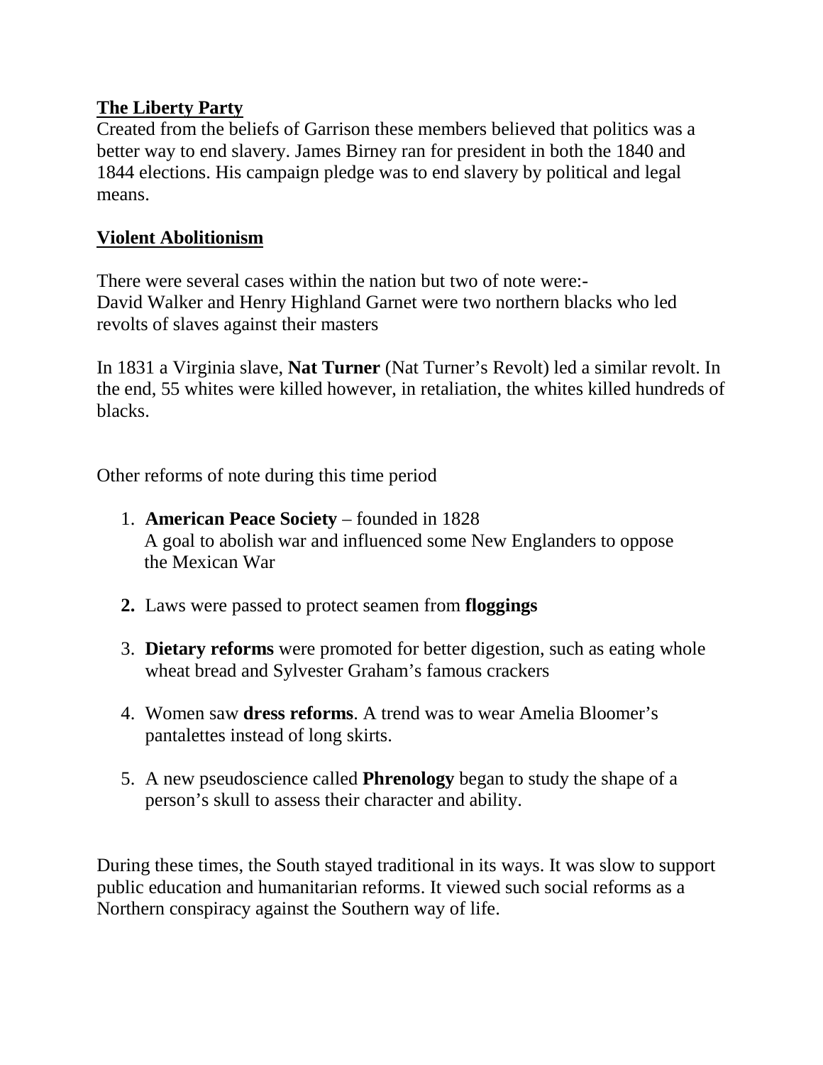**The Liberty Party**

Created from the beliefs of Garrison these members believed that politics was a better way to end slavery. James Birney ran for president in both the 1840 and 1844 elections. His campaign pledge was to end slavery by political and legal means.

**Violent Abolitionism**

There were several cases within the nation but two of note were:-
David Walker and Henry Highland Garnet were two northern blacks who led revolts of slaves against their masters

In 1831 a Virginia slave, **Nat Turner** (Nat Turner's Revolt) led a similar revolt. In the end, 55 whites were killed however, in retaliation, the whites killed hundreds of blacks.

Other reforms of note during this time period

1. **American Peace Society** – founded in 1828
   A goal to abolish war and influenced some New Englanders to oppose the Mexican War

2. Laws were passed to protect seamen from **floggings**

3. **Dietary reforms** were promoted for better digestion, such as eating whole wheat bread and Sylvester Graham's famous crackers

4. Women saw **dress reforms**. A trend was to wear Amelia Bloomer's pantalettes instead of long skirts.

5. A new pseudoscience called **Phrenology** began to study the shape of a person's skull to assess their character and ability.

During these times, the South stayed traditional in its ways. It was slow to support public education and humanitarian reforms. It viewed such social reforms as a Northern conspiracy against the Southern way of life.